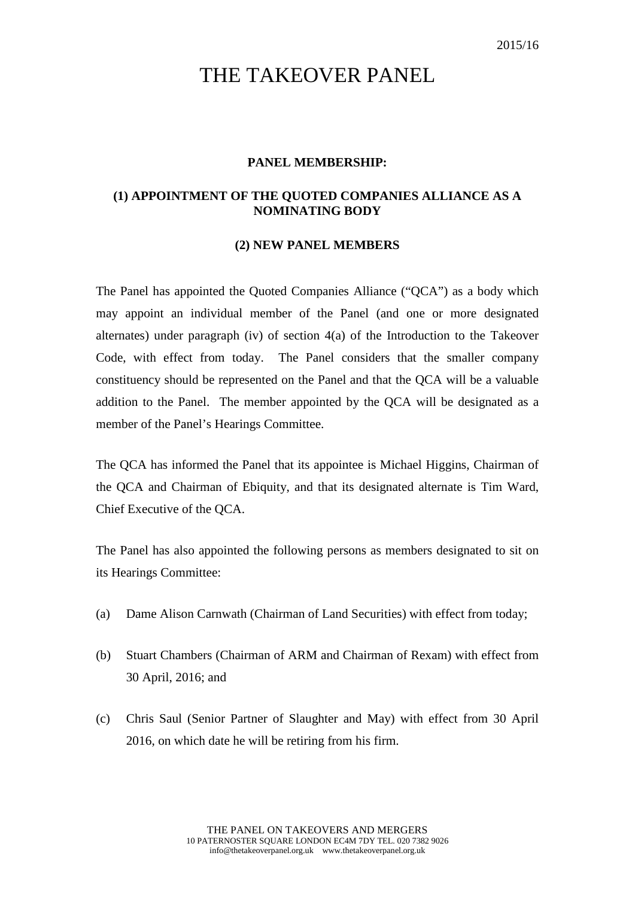2015/16

# THE TAKEOVER PANEL

**PANEL MEMBERSHIP:**

**(1) APPOINTMENT OF THE QUOTED COMPANIES ALLIANCE AS A NOMINATING BODY**

**(2) NEW PANEL MEMBERS**

The Panel has appointed the Quoted Companies Alliance ("QCA") as a body which may appoint an individual member of the Panel (and one or more designated alternates) under paragraph (iv) of section 4(a) of the Introduction to the Takeover Code, with effect from today. The Panel considers that the smaller company constituency should be represented on the Panel and that the QCA will be a valuable addition to the Panel. The member appointed by the QCA will be designated as a member of the Panel's Hearings Committee.

The QCA has informed the Panel that its appointee is Michael Higgins, Chairman of the QCA and Chairman of Ebiquity, and that its designated alternate is Tim Ward, Chief Executive of the QCA.

The Panel has also appointed the following persons as members designated to sit on its Hearings Committee:

(a) Dame Alison Carnwath (Chairman of Land Securities) with effect from today;

(b) Stuart Chambers (Chairman of ARM and Chairman of Rexam) with effect from 30 April, 2016; and

(c) Chris Saul (Senior Partner of Slaughter and May) with effect from 30 April 2016, on which date he will be retiring from his firm.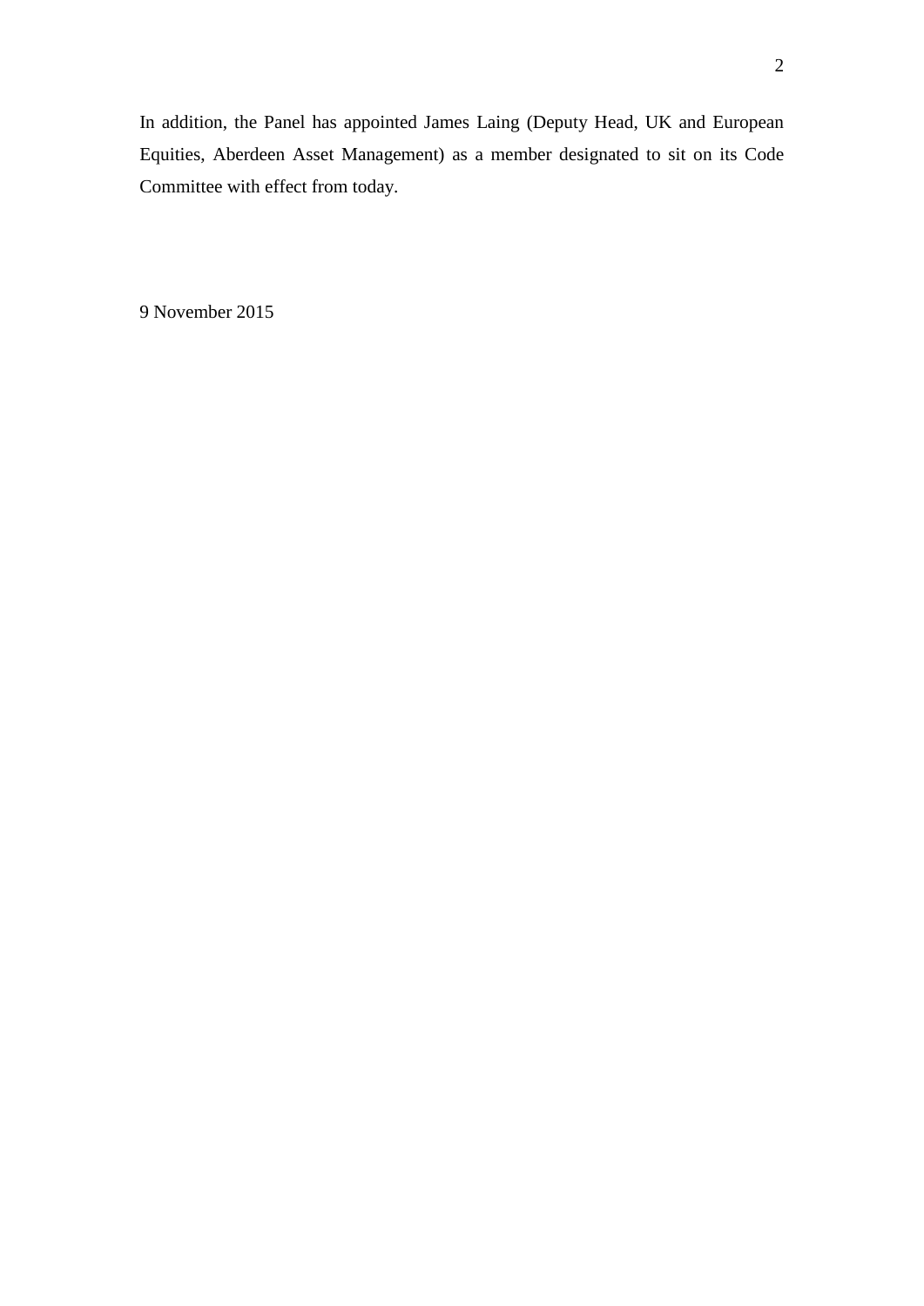In addition, the Panel has appointed James Laing (Deputy Head, UK and European Equities, Aberdeen Asset Management) as a member designated to sit on its Code Committee with effect from today.

9 November 2015